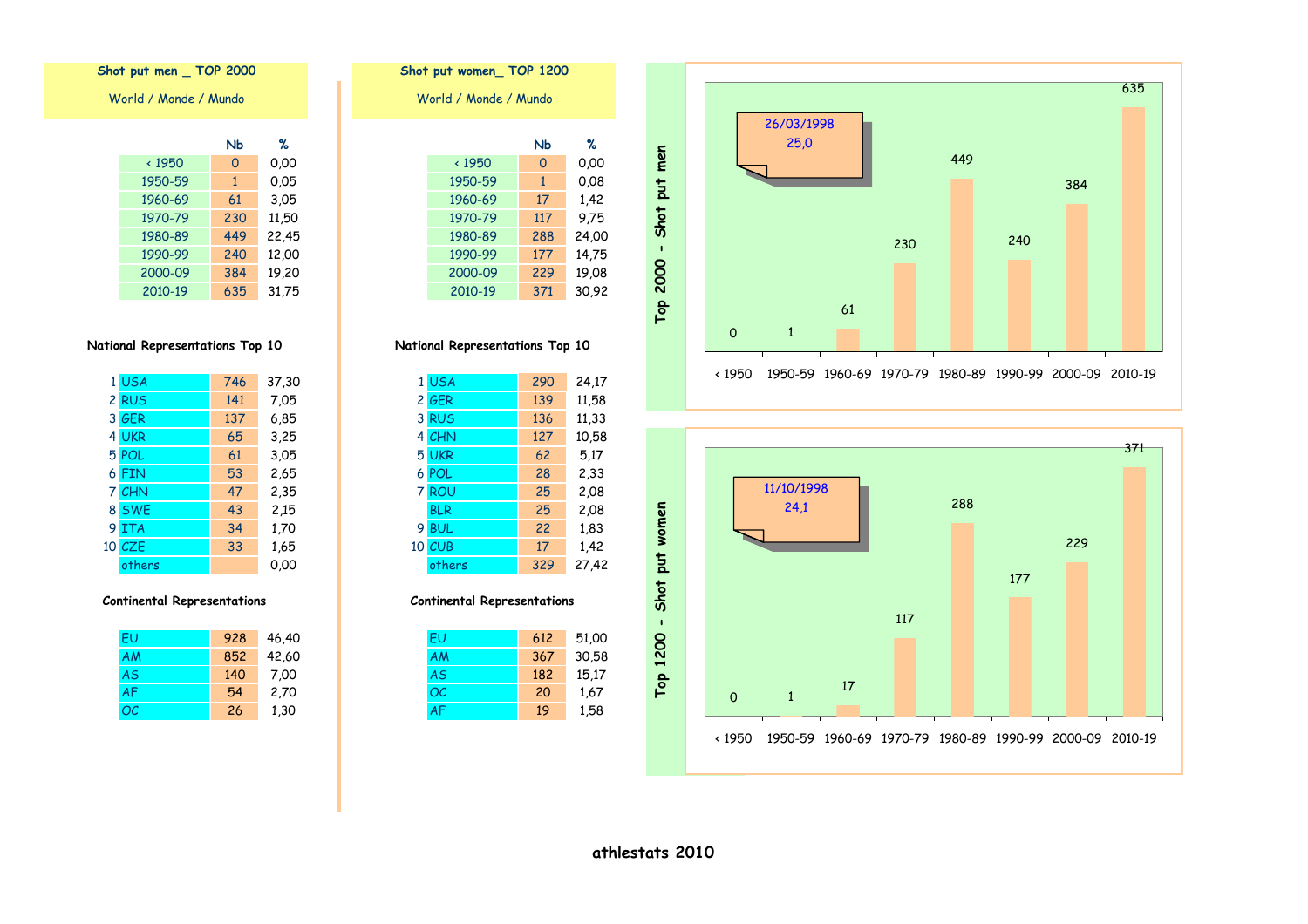## Shot put men _ TOP 2000

World / Monde / Mundo

| | Nb | % |
|---|---|---|
| < 1950 | 0 | 0,00 |
| 1950-59 | 1 | 0,05 |
| 1960-69 | 61 | 3,05 |
| 1970-79 | 230 | 11,50 |
| 1980-89 | 449 | 22,45 |
| 1990-99 | 240 | 12,00 |
| 2000-09 | 384 | 19,20 |
| 2010-19 | 635 | 31,75 |

### National Representations Top 10

| | | | |
|---|---|---|---|
| 1 | USA | 746 | 37,30 |
| 2 | RUS | 141 | 7,05 |
| 3 | GER | 137 | 6,85 |
| 4 | UKR | 65 | 3,25 |
| 5 | POL | 61 | 3,05 |
| 6 | FIN | 53 | 2,65 |
| 7 | CHN | 47 | 2,35 |
| 8 | SWE | 43 | 2,15 |
| 9 | ITA | 34 | 1,70 |
| 10 | CZE | 33 | 1,65 |
| | others | | 0,00 |

### Continental Representations

| | | |
|---|---|---|
| EU | 928 | 46,40 |
| AM | 852 | 42,60 |
| AS | 140 | 7,00 |
| AF | 54 | 2,70 |
| OC | 26 | 1,30 |

## Shot put women_ TOP 1200

World / Monde / Mundo

| | Nb | % |
|---|---|---|
| < 1950 | 0 | 0,00 |
| 1950-59 | 1 | 0,08 |
| 1960-69 | 17 | 1,42 |
| 1970-79 | 117 | 9,75 |
| 1980-89 | 288 | 24,00 |
| 1990-99 | 177 | 14,75 |
| 2000-09 | 229 | 19,08 |
| 2010-19 | 371 | 30,92 |

### National Representations Top 10

| | | | |
|---|---|---|---|
| 1 | USA | 290 | 24,17 |
| 2 | GER | 139 | 11,58 |
| 3 | RUS | 136 | 11,33 |
| 4 | CHN | 127 | 10,58 |
| 5 | UKR | 62 | 5,17 |
| 6 | POL | 28 | 2,33 |
| 7 | ROU | 25 | 2,08 |
| | BLR | 25 | 2,08 |
| 9 | BUL | 22 | 1,83 |
| 10 | CUB | 17 | 1,42 |
| | others | 329 | 27,42 |

### Continental Representations

| | | |
|---|---|---|
| EU | 612 | 51,00 |
| AM | 367 | 30,58 |
| AS | 182 | 15,17 |
| OC | 20 | 1,67 |
| AF | 19 | 1,58 |

### Top 2000 - Shot put men

26/03/1998
25,0

| < 1950 | 1950-59 | 1960-69 | 1970-79 | 1980-89 | 1990-99 | 2000-09 | 2010-19 |
|---|---|---|---|---|---|---|---|
| 0 | 1 | 61 | 230 | 449 | 240 | 384 | 635 |

### Top 1200 - Shot put women

11/10/1998
24,1

| < 1950 | 1950-59 | 1960-69 | 1970-79 | 1980-89 | 1990-99 | 2000-09 | 2010-19 |
|---|---|---|---|---|---|---|---|
| 0 | 1 | 17 | 117 | 288 | 177 | 229 | 371 |

athlestats 2010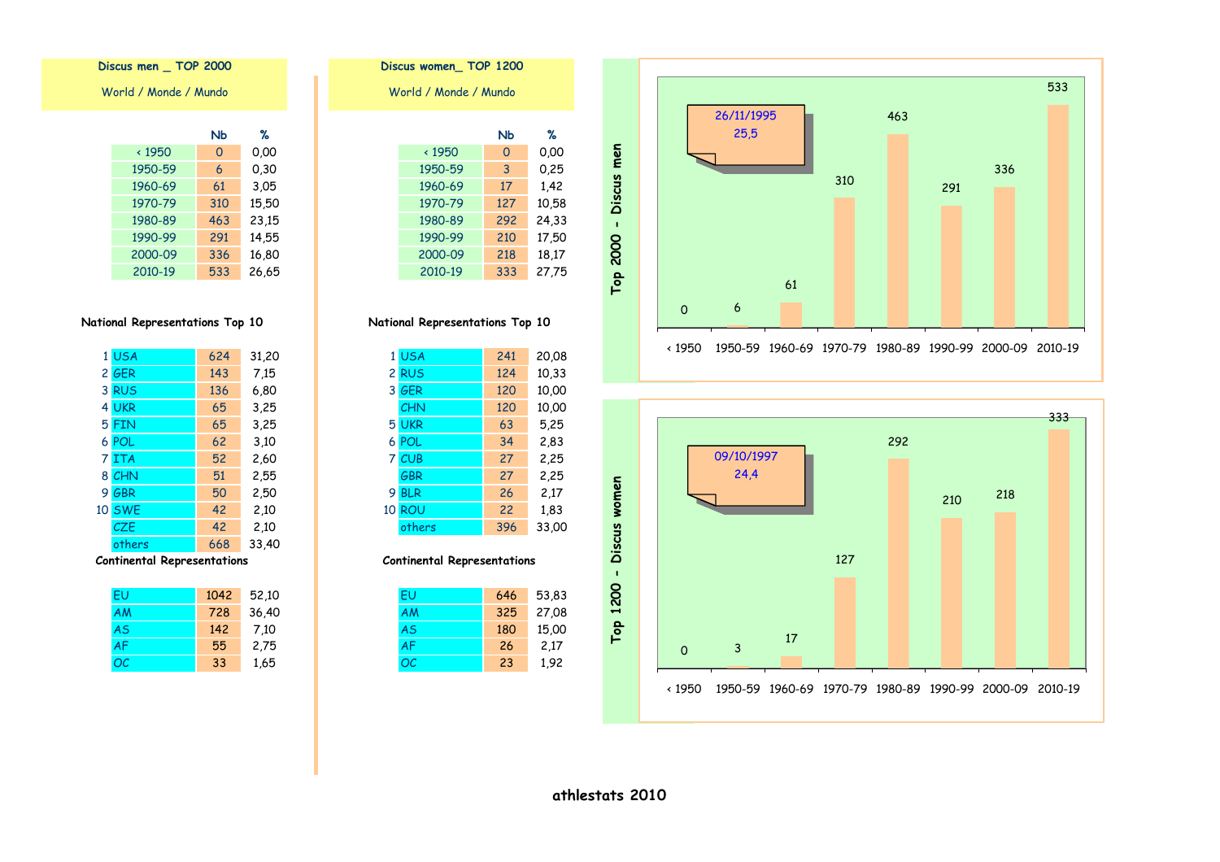## Discus men _ TOP 2000

World / Monde / Mundo

| | Nb | % |
|---|---|---|
| < 1950 | 0 | 0,00 |
| 1950-59 | 6 | 0,30 |
| 1960-69 | 61 | 3,05 |
| 1970-79 | 310 | 15,50 |
| 1980-89 | 463 | 23,15 |
| 1990-99 | 291 | 14,55 |
| 2000-09 | 336 | 16,80 |
| 2010-19 | 533 | 26,65 |

### National Representations Top 10

| | | | |
|---|---|---|---|
| 1 | USA | 624 | 31,20 |
| 2 | GER | 143 | 7,15 |
| 3 | RUS | 136 | 6,80 |
| 4 | UKR | 65 | 3,25 |
| 5 | FIN | 65 | 3,25 |
| 6 | POL | 62 | 3,10 |
| 7 | ITA | 52 | 2,60 |
| 8 | CHN | 51 | 2,55 |
| 9 | GBR | 50 | 2,50 |
| 10 | SWE | 42 | 2,10 |
| | CZE | 42 | 2,10 |
| | others | 668 | 33,40 |

### Continental Representations

| | | |
|---|---|---|
| EU | 1042 | 52,10 |
| AM | 728 | 36,40 |
| AS | 142 | 7,10 |
| AF | 55 | 2,75 |
| OC | 33 | 1,65 |

## Discus women_ TOP 1200

World / Monde / Mundo

| | Nb | % |
|---|---|---|
| < 1950 | 0 | 0,00 |
| 1950-59 | 3 | 0,25 |
| 1960-69 | 17 | 1,42 |
| 1970-79 | 127 | 10,58 |
| 1980-89 | 292 | 24,33 |
| 1990-99 | 210 | 17,50 |
| 2000-09 | 218 | 18,17 |
| 2010-19 | 333 | 27,75 |

### National Representations Top 10

| | | | |
|---|---|---|---|
| 1 | USA | 241 | 20,08 |
| 2 | RUS | 124 | 10,33 |
| 3 | GER | 120 | 10,00 |
| | CHN | 120 | 10,00 |
| 5 | UKR | 63 | 5,25 |
| 6 | POL | 34 | 2,83 |
| 7 | CUB | 27 | 2,25 |
| | GBR | 27 | 2,25 |
| 9 | BLR | 26 | 2,17 |
| 10 | ROU | 22 | 1,83 |
| | others | 396 | 33,00 |

### Continental Representations

| | | |
|---|---|---|
| EU | 646 | 53,83 |
| AM | 325 | 27,08 |
| AS | 180 | 15,00 |
| AF | 26 | 2,17 |
| OC | 23 | 1,92 |

### Top 2000 - Discus men

26/11/1995
25,5

| < 1950 | 1950-59 | 1960-69 | 1970-79 | 1980-89 | 1990-99 | 2000-09 | 2010-19 |
|---|---|---|---|---|---|---|---|
| 0 | 6 | 61 | 310 | 463 | 291 | 336 | 533 |

### Top 1200 - Discus women

09/10/1997
24,4

| < 1950 | 1950-59 | 1960-69 | 1970-79 | 1980-89 | 1990-99 | 2000-09 | 2010-19 |
|---|---|---|---|---|---|---|---|
| 0 | 3 | 17 | 127 | 292 | 210 | 218 | 333 |

athlestats 2010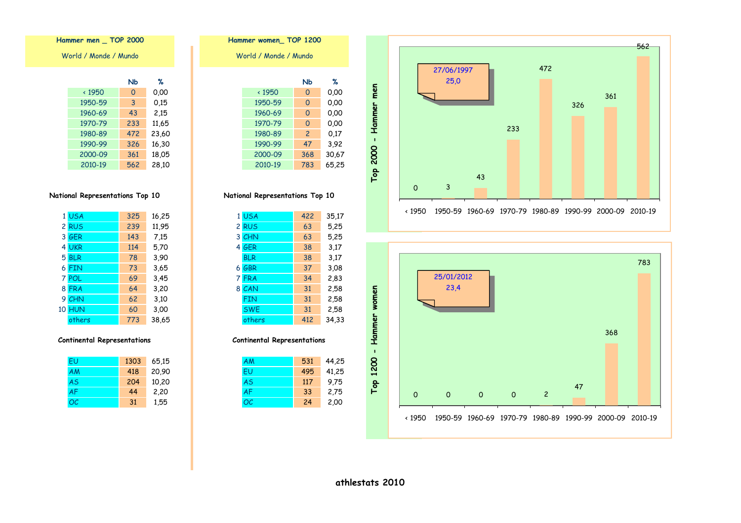## Hammer men _ TOP 2000

World / Monde / Mundo

| | Nb | % |
|---|---|---|
| < 1950 | 0 | 0,00 |
| 1950-59 | 3 | 0,15 |
| 1960-69 | 43 | 2,15 |
| 1970-79 | 233 | 11,65 |
| 1980-89 | 472 | 23,60 |
| 1990-99 | 326 | 16,30 |
| 2000-09 | 361 | 18,05 |
| 2010-19 | 562 | 28,10 |

### National Representations Top 10

| | | Nb | % |
|---|---|---|---|
| 1 | USA | 325 | 16,25 |
| 2 | RUS | 239 | 11,95 |
| 3 | GER | 143 | 7,15 |
| 4 | UKR | 114 | 5,70 |
| 5 | BLR | 78 | 3,90 |
| 6 | FIN | 73 | 3,65 |
| 7 | POL | 69 | 3,45 |
| 8 | FRA | 64 | 3,20 |
| 9 | CHN | 62 | 3,10 |
| 10 | HUN | 60 | 3,00 |
| | others | 773 | 38,65 |

### Continental Representations

| | Nb | % |
|---|---|---|
| EU | 1303 | 65,15 |
| AM | 418 | 20,90 |
| AS | 204 | 10,20 |
| AF | 44 | 2,20 |
| OC | 31 | 1,55 |

## Hammer women_ TOP 1200

World / Monde / Mundo

| | Nb | % |
|---|---|---|
| < 1950 | 0 | 0,00 |
| 1950-59 | 0 | 0,00 |
| 1960-69 | 0 | 0,00 |
| 1970-79 | 0 | 0,00 |
| 1980-89 | 2 | 0,17 |
| 1990-99 | 47 | 3,92 |
| 2000-09 | 368 | 30,67 |
| 2010-19 | 783 | 65,25 |

### National Representations Top 10

| | | Nb | % |
|---|---|---|---|
| 1 | USA | 422 | 35,17 |
| 2 | RUS | 63 | 5,25 |
| 3 | CHN | 63 | 5,25 |
| 4 | GER | 38 | 3,17 |
| | BLR | 38 | 3,17 |
| 6 | GBR | 37 | 3,08 |
| 7 | FRA | 34 | 2,83 |
| 8 | CAN | 31 | 2,58 |
| | FIN | 31 | 2,58 |
| | SWE | 31 | 2,58 |
| | others | 412 | 34,33 |

### Continental Representations

| | Nb | % |
|---|---|---|
| AM | 531 | 44,25 |
| EU | 495 | 41,25 |
| AS | 117 | 9,75 |
| AF | 33 | 2,75 |
| OC | 24 | 2,00 |

### Top 2000 - Hammer men

27/06/1997
25,0

| < 1950 | 1950-59 | 1960-69 | 1970-79 | 1980-89 | 1990-99 | 2000-09 | 2010-19 |
|---|---|---|---|---|---|---|---|
| 0 | 3 | 43 | 233 | 472 | 326 | 361 | 562 |

### Top 1200 - Hammer women

25/01/2012
23,4

| < 1950 | 1950-59 | 1960-69 | 1970-79 | 1980-89 | 1990-99 | 2000-09 | 2010-19 |
|---|---|---|---|---|---|---|---|
| 0 | 0 | 0 | 0 | 2 | 47 | 368 | 783 |

**athlestats 2010**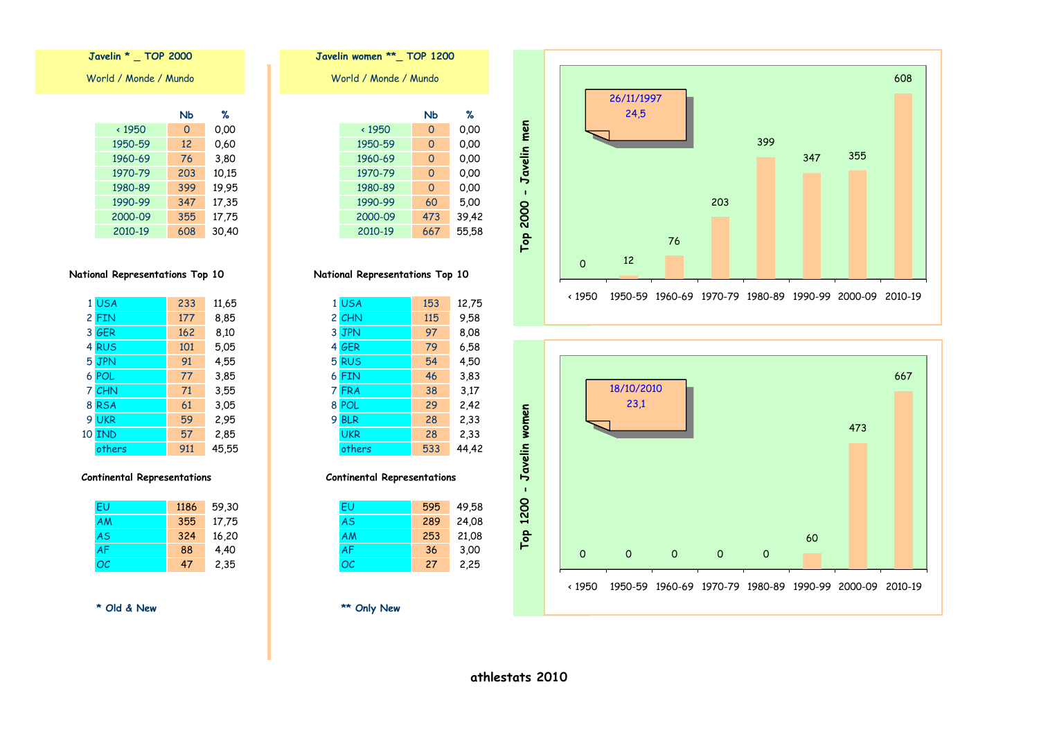## Javelin * _ TOP 2000

World / Monde / Mundo

| | Nb | % |
|---|---|---|
| < 1950 | 0 | 0,00 |
| 1950-59 | 12 | 0,60 |
| 1960-69 | 76 | 3,80 |
| 1970-79 | 203 | 10,15 |
| 1980-89 | 399 | 19,95 |
| 1990-99 | 347 | 17,35 |
| 2000-09 | 355 | 17,75 |
| 2010-19 | 608 | 30,40 |

### National Representations Top 10

| | | | |
|---|---|---|---|
| 1 | USA | 233 | 11,65 |
| 2 | FIN | 177 | 8,85 |
| 3 | GER | 162 | 8,10 |
| 4 | RUS | 101 | 5,05 |
| 5 | JPN | 91 | 4,55 |
| 6 | POL | 77 | 3,85 |
| 7 | CHN | 71 | 3,55 |
| 8 | RSA | 61 | 3,05 |
| 9 | UKR | 59 | 2,95 |
| 10 | IND | 57 | 2,85 |
| | others | 911 | 45,55 |

### Continental Representations

| | | |
|---|---|---|
| EU | 1186 | 59,30 |
| AM | 355 | 17,75 |
| AS | 324 | 16,20 |
| AF | 88 | 4,40 |
| OC | 47 | 2,35 |

\* Old & New

## Javelin women **_ TOP 1200

World / Monde / Mundo

| | Nb | % |
|---|---|---|
| < 1950 | 0 | 0,00 |
| 1950-59 | 0 | 0,00 |
| 1960-69 | 0 | 0,00 |
| 1970-79 | 0 | 0,00 |
| 1980-89 | 0 | 0,00 |
| 1990-99 | 60 | 5,00 |
| 2000-09 | 473 | 39,42 |
| 2010-19 | 667 | 55,58 |

### National Representations Top 10

| | | | |
|---|---|---|---|
| 1 | USA | 153 | 12,75 |
| 2 | CHN | 115 | 9,58 |
| 3 | JPN | 97 | 8,08 |
| 4 | GER | 79 | 6,58 |
| 5 | RUS | 54 | 4,50 |
| 6 | FIN | 46 | 3,83 |
| 7 | FRA | 38 | 3,17 |
| 8 | POL | 29 | 2,42 |
| 9 | BLR | 28 | 2,33 |
| | UKR | 28 | 2,33 |
| | others | 533 | 44,42 |

### Continental Representations

| | | |
|---|---|---|
| EU | 595 | 49,58 |
| AS | 289 | 24,08 |
| AM | 253 | 21,08 |
| AF | 36 | 3,00 |
| OC | 27 | 2,25 |

\** Only New

### Top 2000 - Javelin men

26/11/1997
24,5

| < 1950 | 1950-59 | 1960-69 | 1970-79 | 1980-89 | 1990-99 | 2000-09 | 2010-19 |
|---|---|---|---|---|---|---|---|
| 0 | 12 | 76 | 203 | 399 | 347 | 355 | 608 |

### Top 1200 - Javelin women

18/10/2010
23,1

| < 1950 | 1950-59 | 1960-69 | 1970-79 | 1980-89 | 1990-99 | 2000-09 | 2010-19 |
|---|---|---|---|---|---|---|---|
| 0 | 0 | 0 | 0 | 0 | 60 | 473 | 667 |

athlestats 2010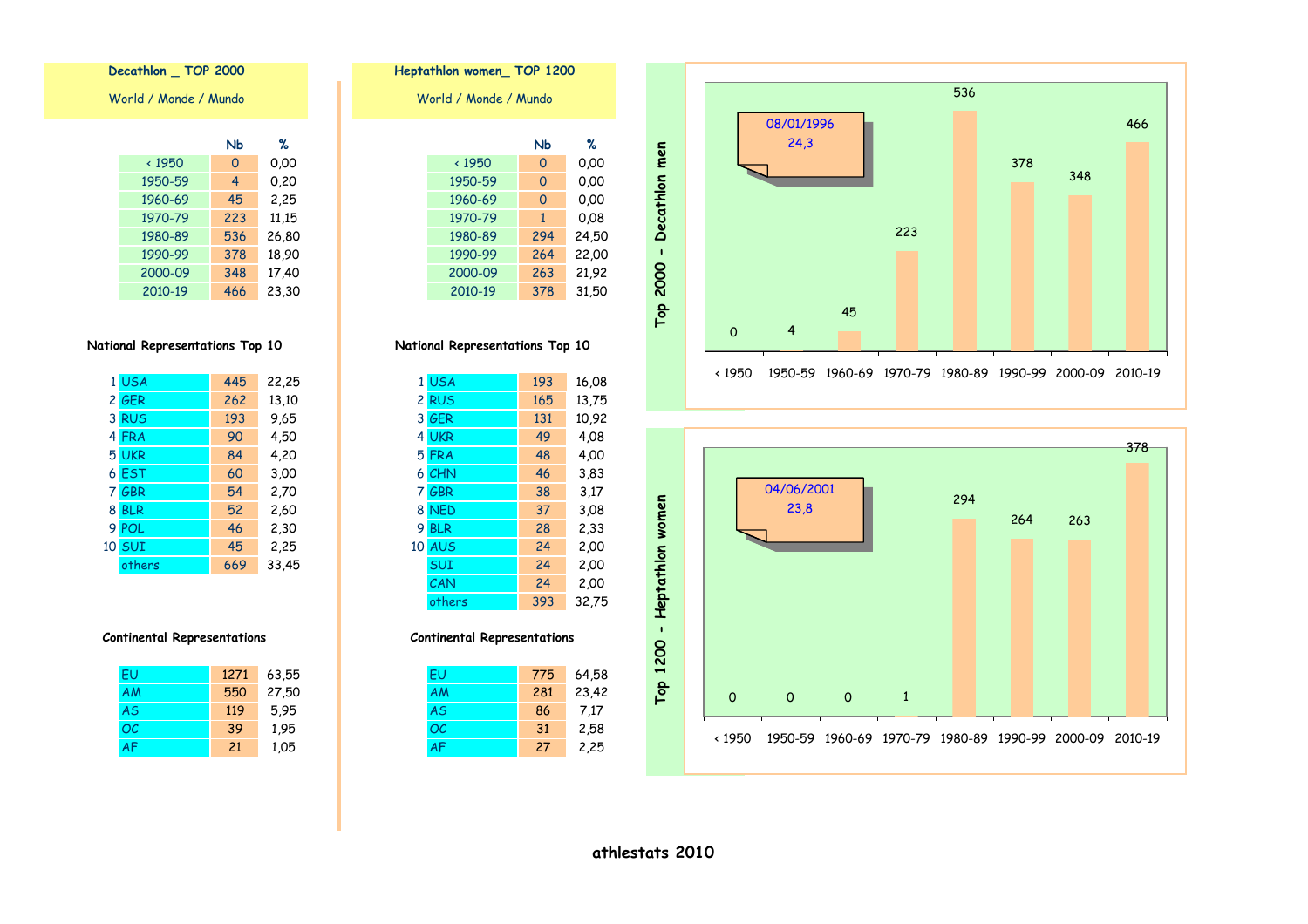## Decathlon _ TOP 2000

World / Monde / Mundo

| | Nb | % |
|---|---|---|
| < 1950 | 0 | 0,00 |
| 1950-59 | 4 | 0,20 |
| 1960-69 | 45 | 2,25 |
| 1970-79 | 223 | 11,15 |
| 1980-89 | 536 | 26,80 |
| 1990-99 | 378 | 18,90 |
| 2000-09 | 348 | 17,40 |
| 2010-19 | 466 | 23,30 |

### National Representations Top 10

| | | | |
|---|---|---|---|
| 1 | USA | 445 | 22,25 |
| 2 | GER | 262 | 13,10 |
| 3 | RUS | 193 | 9,65 |
| 4 | FRA | 90 | 4,50 |
| 5 | UKR | 84 | 4,20 |
| 6 | EST | 60 | 3,00 |
| 7 | GBR | 54 | 2,70 |
| 8 | BLR | 52 | 2,60 |
| 9 | POL | 46 | 2,30 |
| 10 | SUI | 45 | 2,25 |
| | others | 669 | 33,45 |

### Continental Representations

| | | |
|---|---|---|
| EU | 1271 | 63,55 |
| AM | 550 | 27,50 |
| AS | 119 | 5,95 |
| OC | 39 | 1,95 |
| AF | 21 | 1,05 |

## Heptathlon women_ TOP 1200

World / Monde / Mundo

| | Nb | % |
|---|---|---|
| < 1950 | 0 | 0,00 |
| 1950-59 | 0 | 0,00 |
| 1960-69 | 0 | 0,00 |
| 1970-79 | 1 | 0,08 |
| 1980-89 | 294 | 24,50 |
| 1990-99 | 264 | 22,00 |
| 2000-09 | 263 | 21,92 |
| 2010-19 | 378 | 31,50 |

### National Representations Top 10

| | | | |
|---|---|---|---|
| 1 | USA | 193 | 16,08 |
| 2 | RUS | 165 | 13,75 |
| 3 | GER | 131 | 10,92 |
| 4 | UKR | 49 | 4,08 |
| 5 | FRA | 48 | 4,00 |
| 6 | CHN | 46 | 3,83 |
| 7 | GBR | 38 | 3,17 |
| 8 | NED | 37 | 3,08 |
| 9 | BLR | 28 | 2,33 |
| 10 | AUS | 24 | 2,00 |
| | SUI | 24 | 2,00 |
| | CAN | 24 | 2,00 |
| | others | 393 | 32,75 |

### Continental Representations

| | | |
|---|---|---|
| EU | 775 | 64,58 |
| AM | 281 | 23,42 |
| AS | 86 | 7,17 |
| OC | 31 | 2,58 |
| AF | 27 | 2,25 |

### Top 2000 - Decathlon men

08/01/1996
24,3

| < 1950 | 1950-59 | 1960-69 | 1970-79 | 1980-89 | 1990-99 | 2000-09 | 2010-19 |
|---|---|---|---|---|---|---|---|
| 0 | 4 | 45 | 223 | 536 | 378 | 348 | 466 |

### Top 1200 - Heptathlon women

04/06/2001
23,8

| < 1950 | 1950-59 | 1960-69 | 1970-79 | 1980-89 | 1990-99 | 2000-09 | 2010-19 |
|---|---|---|---|---|---|---|---|
| 0 | 0 | 0 | 1 | 294 | 264 | 263 | 378 |

athlestats 2010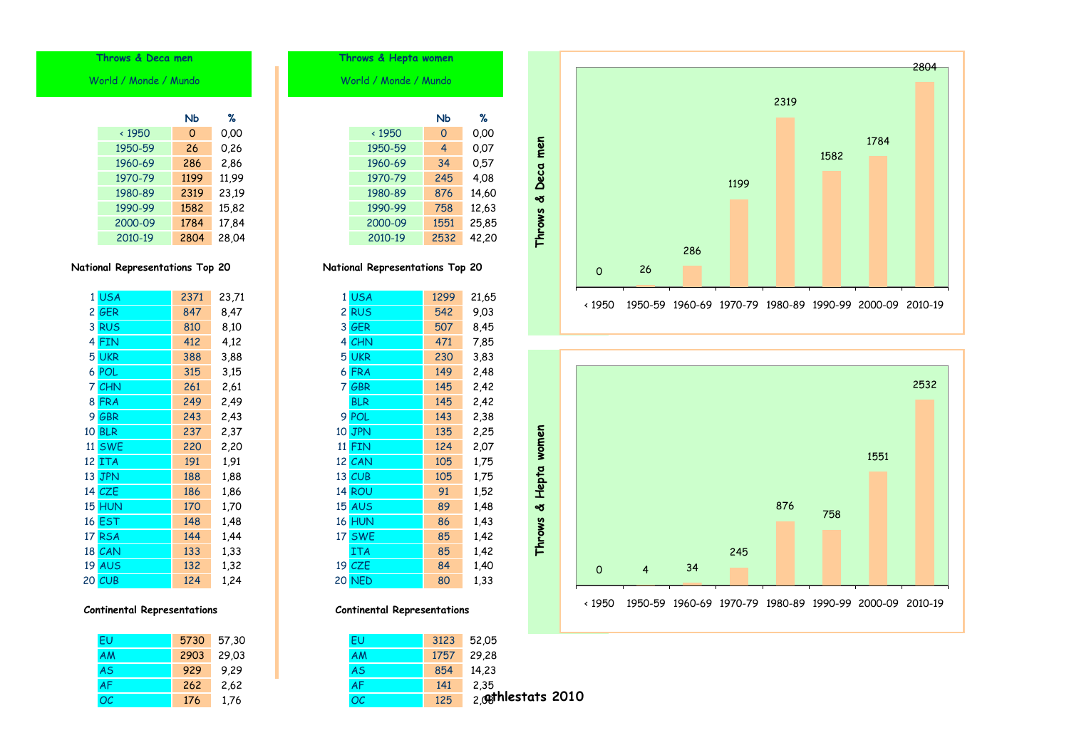## Throws & Deca men

World / Monde / Mundo

| | Nb | % |
|---|---|---|
| < 1950 | 0 | 0,00 |
| 1950-59 | 26 | 0,26 |
| 1960-69 | 286 | 2,86 |
| 1970-79 | 1199 | 11,99 |
| 1980-89 | 2319 | 23,19 |
| 1990-99 | 1582 | 15,82 |
| 2000-09 | 1784 | 17,84 |
| 2010-19 | 2804 | 28,04 |

### National Representations Top 20

| | | | |
|---|---|---|---|
| 1 | USA | 2371 | 23,71 |
| 2 | GER | 847 | 8,47 |
| 3 | RUS | 810 | 8,10 |
| 4 | FIN | 412 | 4,12 |
| 5 | UKR | 388 | 3,88 |
| 6 | POL | 315 | 3,15 |
| 7 | CHN | 261 | 2,61 |
| 8 | FRA | 249 | 2,49 |
| 9 | GBR | 243 | 2,43 |
| 10 | BLR | 237 | 2,37 |
| 11 | SWE | 220 | 2,20 |
| 12 | ITA | 191 | 1,91 |
| 13 | JPN | 188 | 1,88 |
| 14 | CZE | 186 | 1,86 |
| 15 | HUN | 170 | 1,70 |
| 16 | EST | 148 | 1,48 |
| 17 | RSA | 144 | 1,44 |
| 18 | CAN | 133 | 1,33 |
| 19 | AUS | 132 | 1,32 |
| 20 | CUB | 124 | 1,24 |

### Continental Representations

| | | |
|---|---|---|
| EU | 5730 | 57,30 |
| AM | 2903 | 29,03 |
| AS | 929 | 9,29 |
| AF | 262 | 2,62 |
| OC | 176 | 1,76 |

## Throws & Hepta women

World / Monde / Mundo

| | Nb | % |
|---|---|---|
| < 1950 | 0 | 0,00 |
| 1950-59 | 4 | 0,07 |
| 1960-69 | 34 | 0,57 |
| 1970-79 | 245 | 4,08 |
| 1980-89 | 876 | 14,60 |
| 1990-99 | 758 | 12,63 |
| 2000-09 | 1551 | 25,85 |
| 2010-19 | 2532 | 42,20 |

### National Representations Top 20

| | | | |
|---|---|---|---|
| 1 | USA | 1299 | 21,65 |
| 2 | RUS | 542 | 9,03 |
| 3 | GER | 507 | 8,45 |
| 4 | CHN | 471 | 7,85 |
| 5 | UKR | 230 | 3,83 |
| 6 | FRA | 149 | 2,48 |
| 7 | GBR | 145 | 2,42 |
| | BLR | 145 | 2,42 |
| 9 | POL | 143 | 2,38 |
| 10 | JPN | 135 | 2,25 |
| 11 | FIN | 124 | 2,07 |
| 12 | CAN | 105 | 1,75 |
| 13 | CUB | 105 | 1,75 |
| 14 | ROU | 91 | 1,52 |
| 15 | AUS | 89 | 1,48 |
| 16 | HUN | 86 | 1,43 |
| 17 | SWE | 85 | 1,42 |
| | ITA | 85 | 1,42 |
| 19 | CZE | 84 | 1,40 |
| 20 | NED | 80 | 1,33 |

### Continental Representations

| | | |
|---|---|---|
| EU | 3123 | 52,05 |
| AM | 1757 | 29,28 |
| AS | 854 | 14,23 |
| AF | 141 | 2,35 |
| OC | 125 | 2,08 |

Throws & Deca men

0
26
286
1199
2319
1582
1784
2804

< 1950 1950-59 1960-69 1970-79 1980-89 1990-99 2000-09 2010-19

Throws & Hepta women

0
4
34
245
876
758
1551
2532

< 1950 1950-59 1960-69 1970-79 1980-89 1990-99 2000-09 2010-19

athlestats 2010